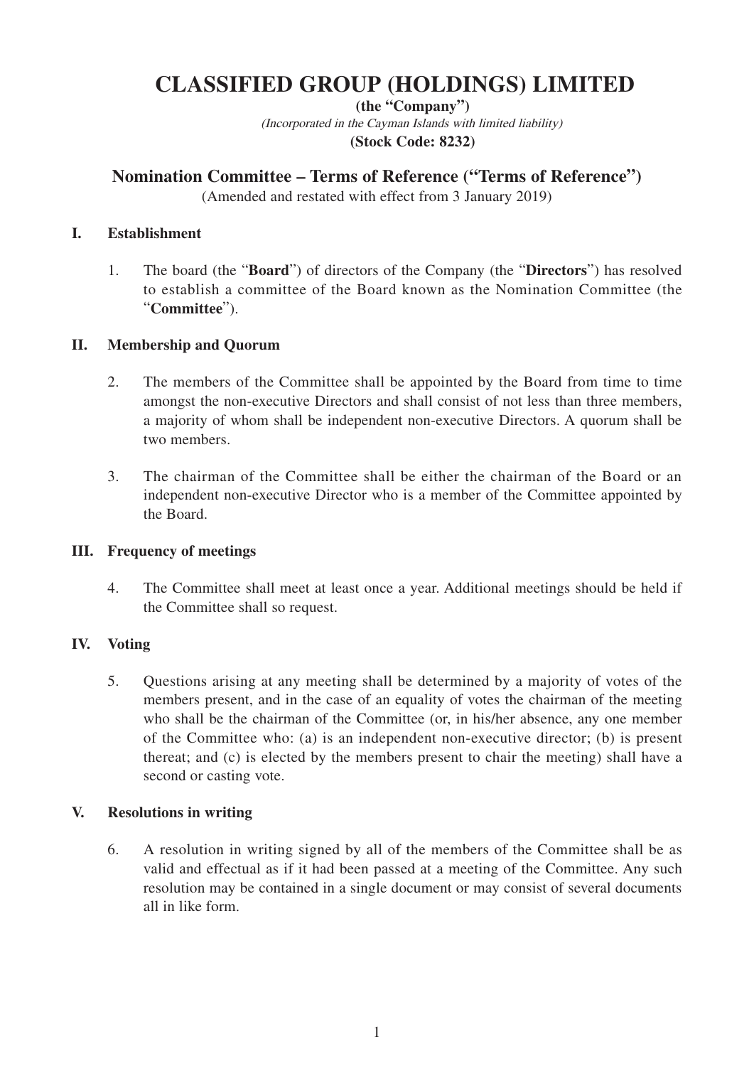# CLASSIFIED GROUP (HOLDINGS) LIMITED

**(the "Company")**

*(Incorporated in the Cayman Islands with limited liability)*

**(Stock Code: 8232)**

## Nomination Committee – Terms of Reference ("Terms of Reference")

(Amended and restated with effect from 3 January 2019)

### I. Establishment

1. The board (the "**Board**") of directors of the Company (the "**Directors**") has resolved to establish a committee of the Board known as the Nomination Committee (the "**Committee**").

### II. Membership and Quorum

2. The members of the Committee shall be appointed by the Board from time to time amongst the non-executive Directors and shall consist of not less than three members, a majority of whom shall be independent non-executive Directors. A quorum shall be two members.

3. The chairman of the Committee shall be either the chairman of the Board or an independent non-executive Director who is a member of the Committee appointed by the Board.

### III. Frequency of meetings

4. The Committee shall meet at least once a year. Additional meetings should be held if the Committee shall so request.

### IV. Voting

5. Questions arising at any meeting shall be determined by a majority of votes of the members present, and in the case of an equality of votes the chairman of the meeting who shall be the chairman of the Committee (or, in his/her absence, any one member of the Committee who: (a) is an independent non-executive director; (b) is present thereat; and (c) is elected by the members present to chair the meeting) shall have a second or casting vote.

### V. Resolutions in writing

6. A resolution in writing signed by all of the members of the Committee shall be as valid and effectual as if it had been passed at a meeting of the Committee. Any such resolution may be contained in a single document or may consist of several documents all in like form.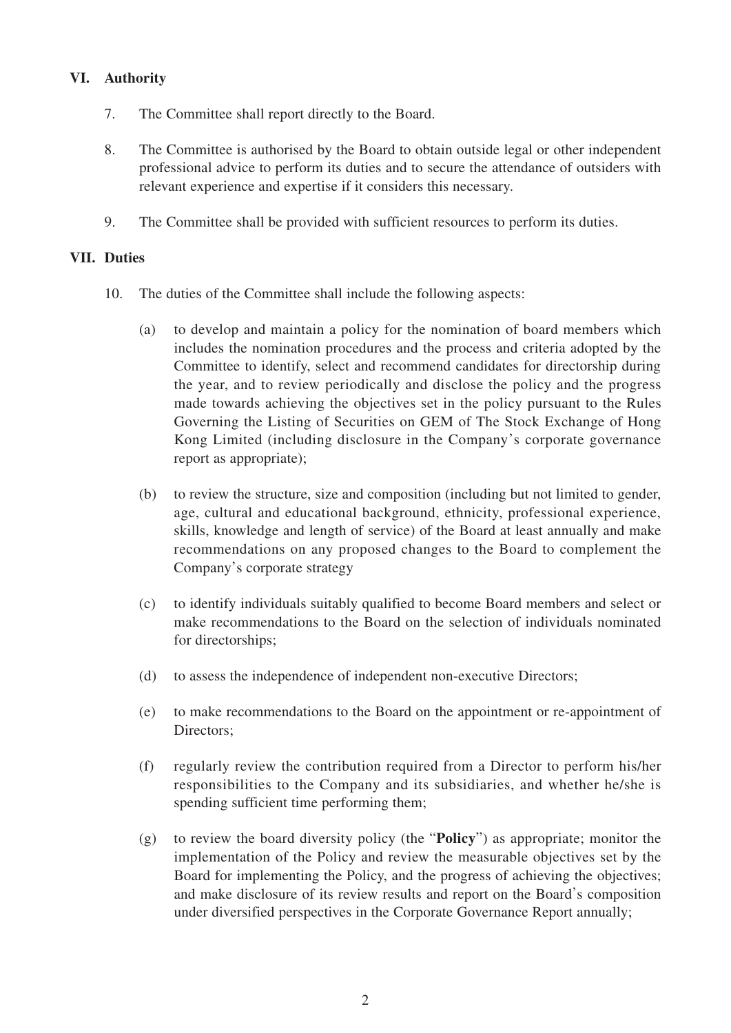## VI. Authority

7. The Committee shall report directly to the Board.

8. The Committee is authorised by the Board to obtain outside legal or other independent professional advice to perform its duties and to secure the attendance of outsiders with relevant experience and expertise if it considers this necessary.

9. The Committee shall be provided with sufficient resources to perform its duties.

## VII. Duties

10. The duties of the Committee shall include the following aspects:

    (a) to develop and maintain a policy for the nomination of board members which includes the nomination procedures and the process and criteria adopted by the Committee to identify, select and recommend candidates for directorship during the year, and to review periodically and disclose the policy and the progress made towards achieving the objectives set in the policy pursuant to the Rules Governing the Listing of Securities on GEM of The Stock Exchange of Hong Kong Limited (including disclosure in the Company's corporate governance report as appropriate);

    (b) to review the structure, size and composition (including but not limited to gender, age, cultural and educational background, ethnicity, professional experience, skills, knowledge and length of service) of the Board at least annually and make recommendations on any proposed changes to the Board to complement the Company's corporate strategy

    (c) to identify individuals suitably qualified to become Board members and select or make recommendations to the Board on the selection of individuals nominated for directorships;

    (d) to assess the independence of independent non-executive Directors;

    (e) to make recommendations to the Board on the appointment or re-appointment of Directors;

    (f) regularly review the contribution required from a Director to perform his/her responsibilities to the Company and its subsidiaries, and whether he/she is spending sufficient time performing them;

    (g) to review the board diversity policy (the "**Policy**") as appropriate; monitor the implementation of the Policy and review the measurable objectives set by the Board for implementing the Policy, and the progress of achieving the objectives; and make disclosure of its review results and report on the Board's composition under diversified perspectives in the Corporate Governance Report annually;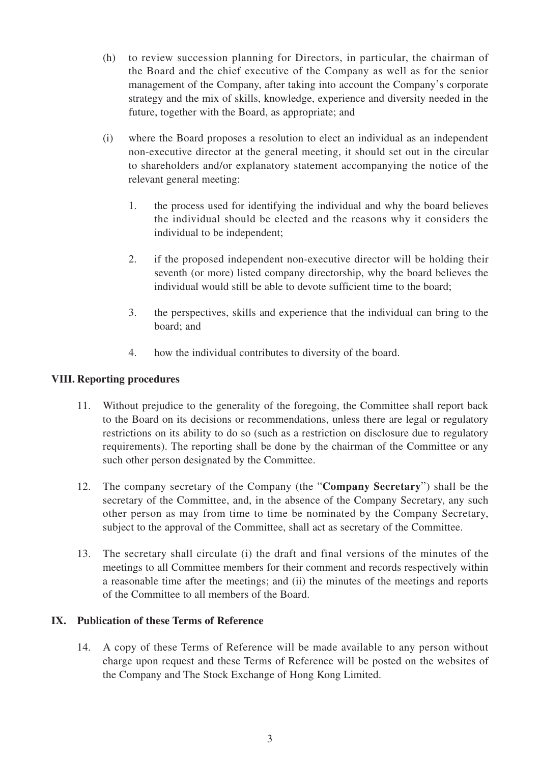(h) to review succession planning for Directors, in particular, the chairman of the Board and the chief executive of the Company as well as for the senior management of the Company, after taking into account the Company's corporate strategy and the mix of skills, knowledge, experience and diversity needed in the future, together with the Board, as appropriate; and

(i) where the Board proposes a resolution to elect an individual as an independent non-executive director at the general meeting, it should set out in the circular to shareholders and/or explanatory statement accompanying the notice of the relevant general meeting:

1. the process used for identifying the individual and why the board believes the individual should be elected and the reasons why it considers the individual to be independent;

2. if the proposed independent non-executive director will be holding their seventh (or more) listed company directorship, why the board believes the individual would still be able to devote sufficient time to the board;

3. the perspectives, skills and experience that the individual can bring to the board; and

4. how the individual contributes to diversity of the board.

## VIII. Reporting procedures

11. Without prejudice to the generality of the foregoing, the Committee shall report back to the Board on its decisions or recommendations, unless there are legal or regulatory restrictions on its ability to do so (such as a restriction on disclosure due to regulatory requirements). The reporting shall be done by the chairman of the Committee or any such other person designated by the Committee.

12. The company secretary of the Company (the "**Company Secretary**") shall be the secretary of the Committee, and, in the absence of the Company Secretary, any such other person as may from time to time be nominated by the Company Secretary, subject to the approval of the Committee, shall act as secretary of the Committee.

13. The secretary shall circulate (i) the draft and final versions of the minutes of the meetings to all Committee members for their comment and records respectively within a reasonable time after the meetings; and (ii) the minutes of the meetings and reports of the Committee to all members of the Board.

## IX. Publication of these Terms of Reference

14. A copy of these Terms of Reference will be made available to any person without charge upon request and these Terms of Reference will be posted on the websites of the Company and The Stock Exchange of Hong Kong Limited.